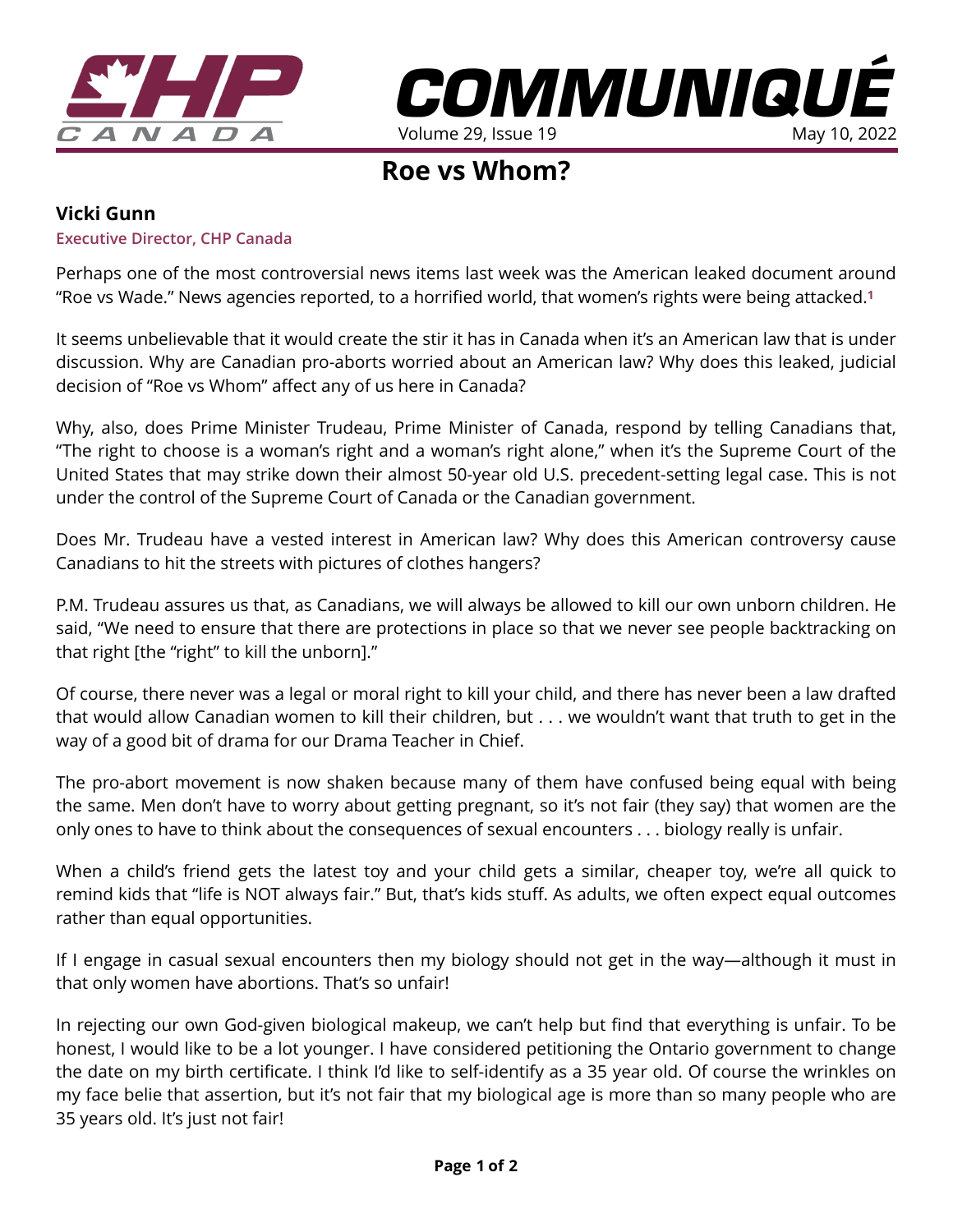# Roe vs Whom?

**Vicki Gunn**
**Executive Director, CHP Canada**

Perhaps one of the most controversial news items last week was the American leaked document around "Roe vs Wade." News agencies reported, to a horrified world, that women's rights were being attacked.[1]

It seems unbelievable that it would create the stir it has in Canada when it's an American law that is under discussion. Why are Canadian pro-aborts worried about an American law? Why does this leaked, judicial decision of "Roe vs Whom" affect any of us here in Canada?

Why, also, does Prime Minister Trudeau, Prime Minister of Canada, respond by telling Canadians that, "The right to choose is a woman's right and a woman's right alone," when it's the Supreme Court of the United States that may strike down their almost 50-year old U.S. precedent-setting legal case. This is not under the control of the Supreme Court of Canada or the Canadian government.

Does Mr. Trudeau have a vested interest in American law? Why does this American controversy cause Canadians to hit the streets with pictures of clothes hangers?

P.M. Trudeau assures us that, as Canadians, we will always be allowed to kill our own unborn children. He said, "We need to ensure that there are protections in place so that we never see people backtracking on that right [the "right" to kill the unborn]."

Of course, there never was a legal or moral right to kill your child, and there has never been a law drafted that would allow Canadian women to kill their children, but . . . we wouldn't want that truth to get in the way of a good bit of drama for our Drama Teacher in Chief.

The pro-abort movement is now shaken because many of them have confused being equal with being the same. Men don't have to worry about getting pregnant, so it's not fair (they say) that women are the only ones to have to think about the consequences of sexual encounters . . . biology really is unfair.

When a child's friend gets the latest toy and your child gets a similar, cheaper toy, we're all quick to remind kids that "life is NOT always fair." But, that's kids stuff. As adults, we often expect equal outcomes rather than equal opportunities.

If I engage in casual sexual encounters then my biology should not get in the way—although it must in that only women have abortions. That's so unfair!

In rejecting our own God-given biological makeup, we can't help but find that everything is unfair. To be honest, I would like to be a lot younger. I have considered petitioning the Ontario government to change the date on my birth certificate. I think I'd like to self-identify as a 35 year old. Of course the wrinkles on my face belie that assertion, but it's not fair that my biological age is more than so many people who are 35 years old. It's just not fair!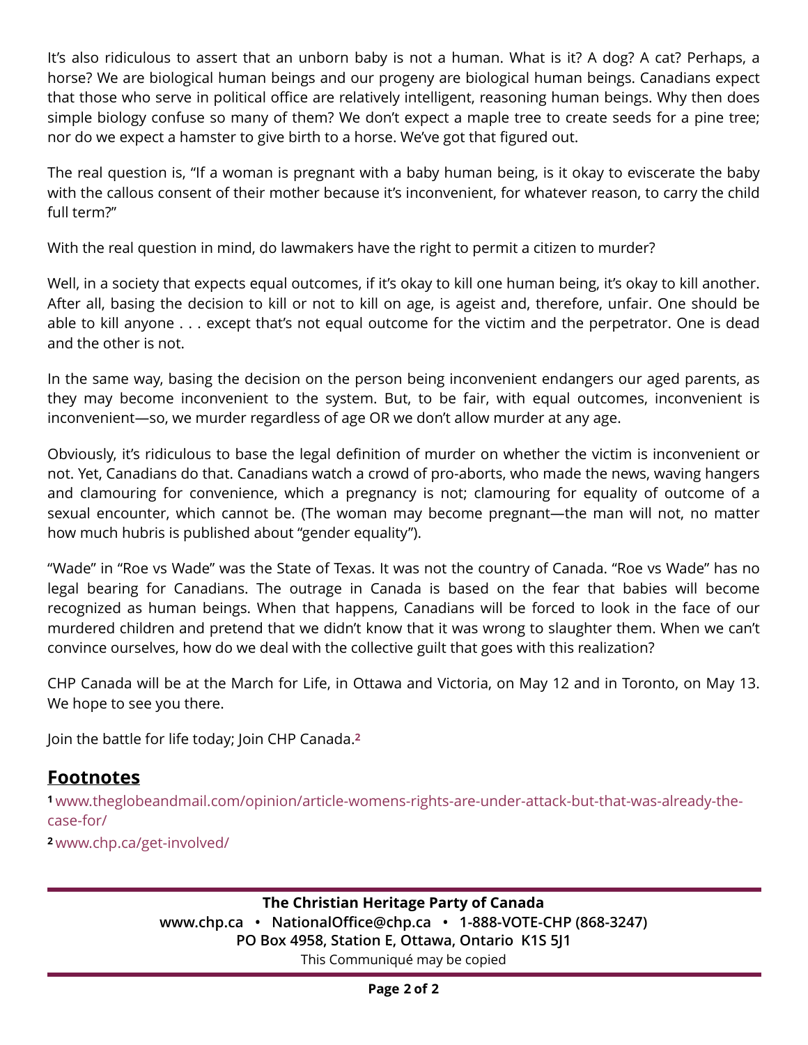It's also ridiculous to assert that an unborn baby is not a human. What is it? A dog? A cat? Perhaps, a horse? We are biological human beings and our progeny are biological human beings. Canadians expect that those who serve in political office are relatively intelligent, reasoning human beings. Why then does simple biology confuse so many of them? We don't expect a maple tree to create seeds for a pine tree; nor do we expect a hamster to give birth to a horse. We've got that figured out.

The real question is, "If a woman is pregnant with a baby human being, is it okay to eviscerate the baby with the callous consent of their mother because it's inconvenient, for whatever reason, to carry the child full term?"

With the real question in mind, do lawmakers have the right to permit a citizen to murder?

Well, in a society that expects equal outcomes, if it's okay to kill one human being, it's okay to kill another. After all, basing the decision to kill or not to kill on age, is ageist and, therefore, unfair. One should be able to kill anyone . . . except that's not equal outcome for the victim and the perpetrator. One is dead and the other is not.

In the same way, basing the decision on the person being inconvenient endangers our aged parents, as they may become inconvenient to the system. But, to be fair, with equal outcomes, inconvenient is inconvenient—so, we murder regardless of age OR we don't allow murder at any age.

Obviously, it's ridiculous to base the legal definition of murder on whether the victim is inconvenient or not. Yet, Canadians do that. Canadians watch a crowd of pro-aborts, who made the news, waving hangers and clamouring for convenience, which a pregnancy is not; clamouring for equality of outcome of a sexual encounter, which cannot be. (The woman may become pregnant—the man will not, no matter how much hubris is published about "gender equality").

"Wade" in "Roe vs Wade" was the State of Texas. It was not the country of Canada. "Roe vs Wade" has no legal bearing for Canadians. The outrage in Canada is based on the fear that babies will become recognized as human beings. When that happens, Canadians will be forced to look in the face of our murdered children and pretend that we didn't know that it was wrong to slaughter them. When we can't convince ourselves, how do we deal with the collective guilt that goes with this realization?

CHP Canada will be at the March for Life, in Ottawa and Victoria, on May 12 and in Toronto, on May 13. We hope to see you there.

Join the battle for life today; Join CHP Canada.[2]

## Footnotes

[1] www.theglobeandmail.com/opinion/article-womens-rights-are-under-attack-but-that-was-already-the-case-for/

[2] www.chp.ca/get-involved/

**The Christian Heritage Party of Canada**
**www.chp.ca • NationalOffice@chp.ca • 1-888-VOTE-CHP (868-3247)**
**PO Box 4958, Station E, Ottawa, Ontario K1S 5J1**
This Communiqué may be copied